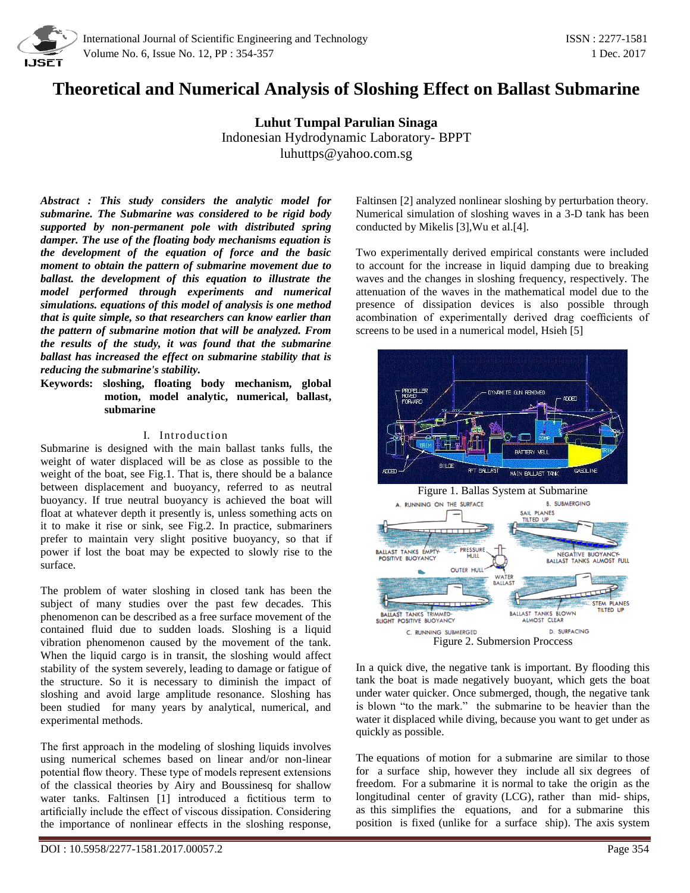# Theoretical and Numerical Analysis of Sloshing Effect on Ballast Submarine

**Luhut Tumpal Parulian Sinaga**
Indonesian Hydrodynamic Laboratory- BPPT
luhuttps@yahoo.com.sg

***Abstract : This study considers the analytic model for submarine. The Submarine was considered to be rigid body supported by non-permanent pole with distributed spring damper. The use of the floating body mechanisms equation is the development of the equation of force and the basic moment to obtain the pattern of submarine movement due to ballast. the development of this equation to illustrate the model performed through experiments and numerical simulations. equations of this model of analysis is one method that is quite simple, so that researchers can know earlier than the pattern of submarine motion that will be analyzed. From the results of the study, it was found that the submarine ballast has increased the effect on submarine stability that is reducing the submarine's stability.***

**Keywords: sloshing, floating body mechanism, global motion, model analytic, numerical, ballast, submarine**

## I. Introduction

Submarine is designed with the main ballast tanks fulls, the weight of water displaced will be as close as possible to the weight of the boat, see Fig.1. That is, there should be a balance between displacement and buoyancy, referred to as neutral buoyancy. If true neutral buoyancy is achieved the boat will float at whatever depth it presently is, unless something acts on it to make it rise or sink, see Fig.2. In practice, submariners prefer to maintain very slight positive buoyancy, so that if power if lost the boat may be expected to slowly rise to the surface.

The problem of water sloshing in closed tank has been the subject of many studies over the past few decades. This phenomenon can be described as a free surface movement of the contained fluid due to sudden loads. Sloshing is a liquid vibration phenomenon caused by the movement of the tank. When the liquid cargo is in transit, the sloshing would affect stability of the system severely, leading to damage or fatigue of the structure. So it is necessary to diminish the impact of sloshing and avoid large amplitude resonance. Sloshing has been studied for many years by analytical, numerical, and experimental methods.

The first approach in the modeling of sloshing liquids involves using numerical schemes based on linear and/or non-linear potential flow theory. These type of models represent extensions of the classical theories by Airy and Boussinesq for shallow water tanks. Faltinsen [1] introduced a fictitious term to artificially include the effect of viscous dissipation. Considering the importance of nonlinear effects in the sloshing response, Faltinsen [2] analyzed nonlinear sloshing by perturbation theory. Numerical simulation of sloshing waves in a 3-D tank has been conducted by Mikelis [3],Wu et al.[4].

Two experimentally derived empirical constants were included to account for the increase in liquid damping due to breaking waves and the changes in sloshing frequency, respectively. The attenuation of the waves in the mathematical model due to the presence of dissipation devices is also possible through acombination of experimentally derived drag coefficients of screens to be used in a numerical model, Hsieh [5]

Figure 1. Ballas System at Submarine

Figure 2. Submersion Proccess

In a quick dive, the negative tank is important. By flooding this tank the boat is made negatively buoyant, which gets the boat under water quicker. Once submerged, though, the negative tank is blown "to the mark." the submarine to be heavier than the water it displaced while diving, because you want to get under as quickly as possible.

The equations of motion for a submarine are similar to those for a surface ship, however they include all six degrees of freedom. For a submarine it is normal to take the origin as the longitudinal center of gravity (LCG), rather than mid- ships, as this simplifies the equations, and for a submarine this position is fixed (unlike for a surface ship). The axis system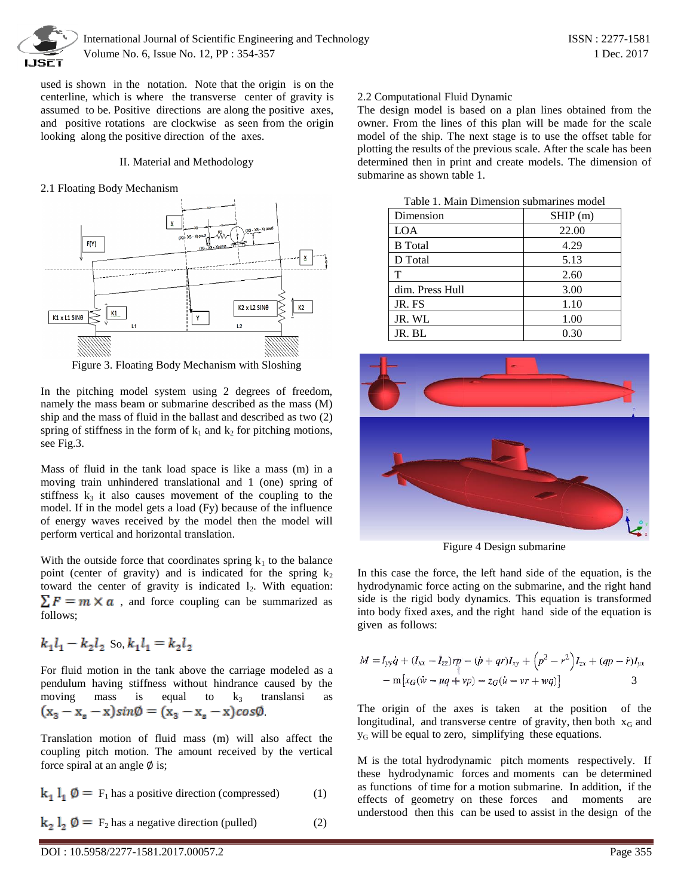used is shown in the notation. Note that the origin is on the centerline, which is where the transverse center of gravity is assumed to be. Positive directions are along the positive axes, and positive rotations are clockwise as seen from the origin looking along the positive direction of the axes.

## II. Material and Methodology

### 2.1 Floating Body Mechanism

Figure 3. Floating Body Mechanism with Sloshing

In the pitching model system using 2 degrees of freedom, namely the mass beam or submarine described as the mass (M) ship and the mass of fluid in the ballast and described as two (2) spring of stiffness in the form of $k_1$ and $k_2$ for pitching motions, see Fig.3.

Mass of fluid in the tank load space is like a mass (m) in a moving train unhindered translational and 1 (one) spring of stiffness $k_3$ it also causes movement of the coupling to the model. If in the model gets a load (Fy) because of the influence of energy waves received by the model then the model will perform vertical and horizontal translation.

With the outside force that coordinates spring $k_1$ to the balance point (center of gravity) and is indicated for the spring $k_2$ toward the center of gravity is indicated $l_2$. With equation: $\sum F = m \times a$ , and force coupling can be summarized as follows;

$k_1 l_1 - k_2 l_2$ So, $k_1 l_1 = k_2 l_2$

For fluid motion in the tank above the carriage modeled as a pendulum having stiffness without hindrance caused by the moving mass is equal to $k_3$ translansi as $(x_3 - x_s - x)sin\emptyset = (x_3 - x_s - x)cos\emptyset$.

Translation motion of fluid mass (m) will also affect the coupling pitch motion. The amount received by the vertical force spiral at an angle $\emptyset$ is;

$k_1 \, l_1 \, \emptyset =$ $F_1$ has a positive direction (compressed) (1)

$k_2 \, l_2 \, \emptyset =$ $F_2$ has a negative direction (pulled) (2)

### 2.2 Computational Fluid Dynamic

The design model is based on a plan lines obtained from the owner. From the lines of this plan will be made for the scale model of the ship. The next stage is to use the offset table for plotting the results of the previous scale. After the scale has been determined then in print and create models. The dimension of submarine as shown table 1.

Table 1. Main Dimension submarines model

| Dimension | SHIP (m) |
|---|---|
| LOA | 22.00 |
| B Total | 4.29 |
| D Total | 5.13 |
| T | 2.60 |
| dim. Press Hull | 3.00 |
| JR. FS | 1.10 |
| JR. WL | 1.00 |
| JR. BL | 0.30 |

Figure 4 Design submarine

In this case the force, the left hand side of the equation, is the hydrodynamic force acting on the submarine, and the right hand side is the rigid body dynamics. This equation is transformed into body fixed axes, and the right hand side of the equation is given as follows:

$$M = I_{yy}\dot{q} + (I_{xx} - I_{zz})rp - (\dot{p} + qr)I_{xy} + \left(p^2 - r^2\right)I_{zx} + (qp - \dot{r})I_{yx} - \mathrm{m}\left[x_G(\dot{w} - uq + vp) - z_G(\dot{u} - vr + wq)\right] \quad 3$$

The origin of the axes is taken at the position of the longitudinal, and transverse centre of gravity, then both $x_G$ and $y_G$ will be equal to zero, simplifying these equations.

M is the total hydrodynamic pitch moments respectively. If these hydrodynamic forces and moments can be determined as functions of time for a motion submarine. In addition, if the effects of geometry on these forces and moments are understood then this can be used to assist in the design of the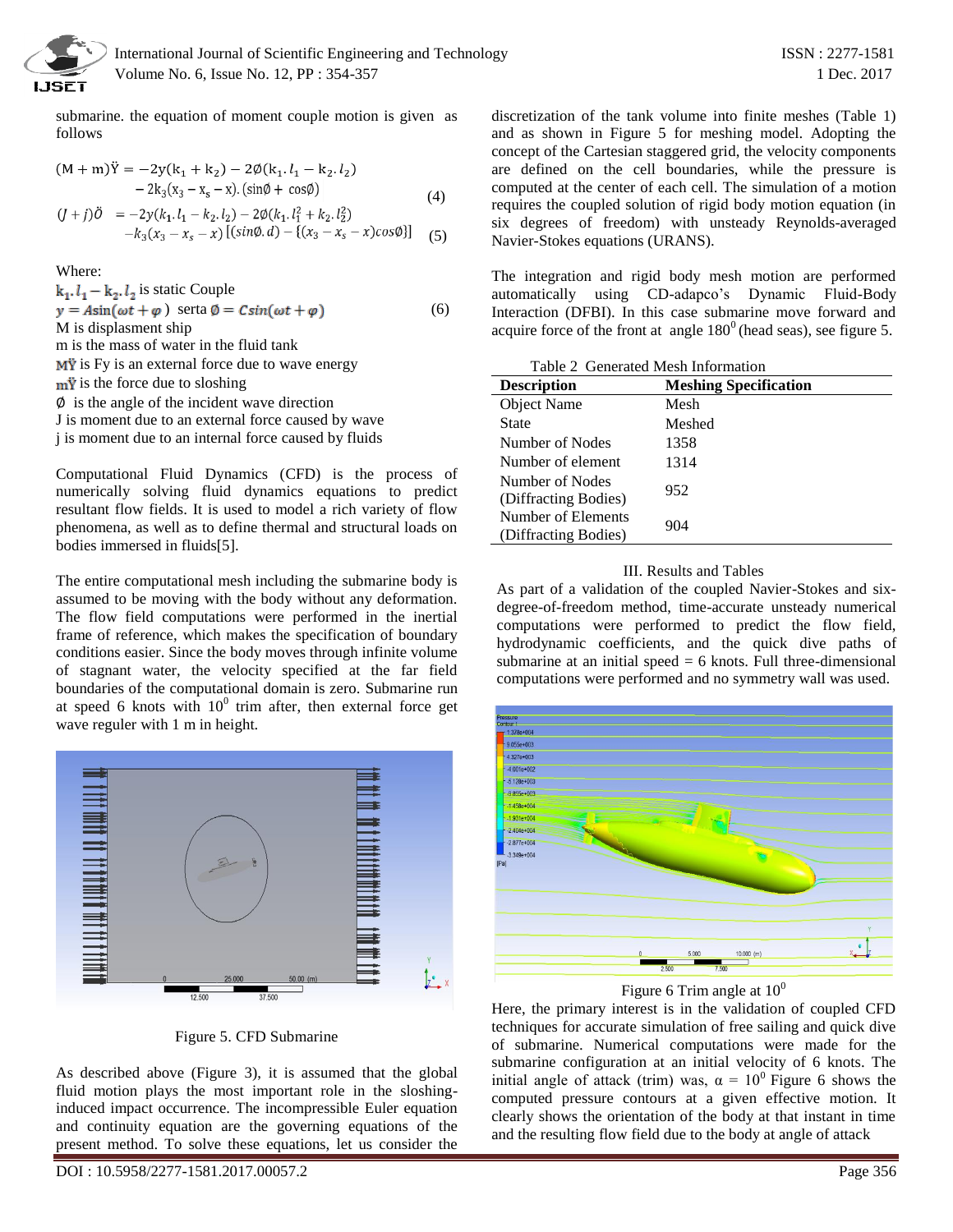submarine. the equation of moment couple motion is given as follows

$$(M+m)\ddot{Y} = -2y(k_1+k_2) - 2\emptyset(k_1.l_1 - k_2.l_2) - 2k_3(x_3 - x_s - x).(\sin\emptyset + \cos\emptyset) \quad (4)$$

$$(J+j)\ddot{O} = -2y(k_1.l_1 - k_2.l_2) - 2\emptyset(k_1.l_1^2 + k_2.l_2^2) - k_3(x_3 - x_s - x)\left[(\sin\emptyset.d) - \{(x_3 - x_s - x)\cos\emptyset\}\right] \quad (5)$$

Where:

$k_1.l_1 - k_2.l_2$ is static Couple

$$y = A\sin(\omega t + \varphi) \text{ serta } \emptyset = C\sin(\omega t + \varphi) \quad (6)$$

M is displasment ship

m is the mass of water in the fluid tank

$M\ddot{Y}$ is Fy is an external force due to wave energy

$m\ddot{Y}$ is the force due to sloshing

$\emptyset$ is the angle of the incident wave direction

J is moment due to an external force caused by wave

j is moment due to an internal force caused by fluids

Computational Fluid Dynamics (CFD) is the process of numerically solving fluid dynamics equations to predict resultant flow fields. It is used to model a rich variety of flow phenomena, as well as to define thermal and structural loads on bodies immersed in fluids[5].

The entire computational mesh including the submarine body is assumed to be moving with the body without any deformation. The flow field computations were performed in the inertial frame of reference, which makes the specification of boundary conditions easier. Since the body moves through infinite volume of stagnant water, the velocity specified at the far field boundaries of the computational domain is zero. Submarine run at speed 6 knots with $10^0$ trim after, then external force get wave reguler with 1 m in height.

Figure 5. CFD Submarine

As described above (Figure 3), it is assumed that the global fluid motion plays the most important role in the sloshing-induced impact occurrence. The incompressible Euler equation and continuity equation are the governing equations of the present method. To solve these equations, let us consider the discretization of the tank volume into finite meshes (Table 1) and as shown in Figure 5 for meshing model. Adopting the concept of the Cartesian staggered grid, the velocity components are defined on the cell boundaries, while the pressure is computed at the center of each cell. The simulation of a motion requires the coupled solution of rigid body motion equation (in six degrees of freedom) with unsteady Reynolds-averaged Navier-Stokes equations (URANS).

The integration and rigid body mesh motion are performed automatically using CD-adapco's Dynamic Fluid-Body Interaction (DFBI). In this case submarine move forward and acquire force of the front at angle $180^0$ (head seas), see figure 5.

Table 2 Generated Mesh Information

| Description | Meshing Specification |
|---|---|
| Object Name | Mesh |
| State | Meshed |
| Number of Nodes | 1358 |
| Number of element | 1314 |
| Number of Nodes (Diffracting Bodies) | 952 |
| Number of Elements (Diffracting Bodies) | 904 |

## III. Results and Tables

As part of a validation of the coupled Navier-Stokes and six-degree-of-freedom method, time-accurate unsteady numerical computations were performed to predict the flow field, hydrodynamic coefficients, and the quick dive paths of submarine at an initial speed = 6 knots. Full three-dimensional computations were performed and no symmetry wall was used.

Figure 6 Trim angle at $10^0$

Here, the primary interest is in the validation of coupled CFD techniques for accurate simulation of free sailing and quick dive of submarine. Numerical computations were made for the submarine configuration at an initial velocity of 6 knots. The initial angle of attack (trim) was, $\alpha = 10^0$ Figure 6 shows the computed pressure contours at a given effective motion. It clearly shows the orientation of the body at that instant in time and the resulting flow field due to the body at angle of attack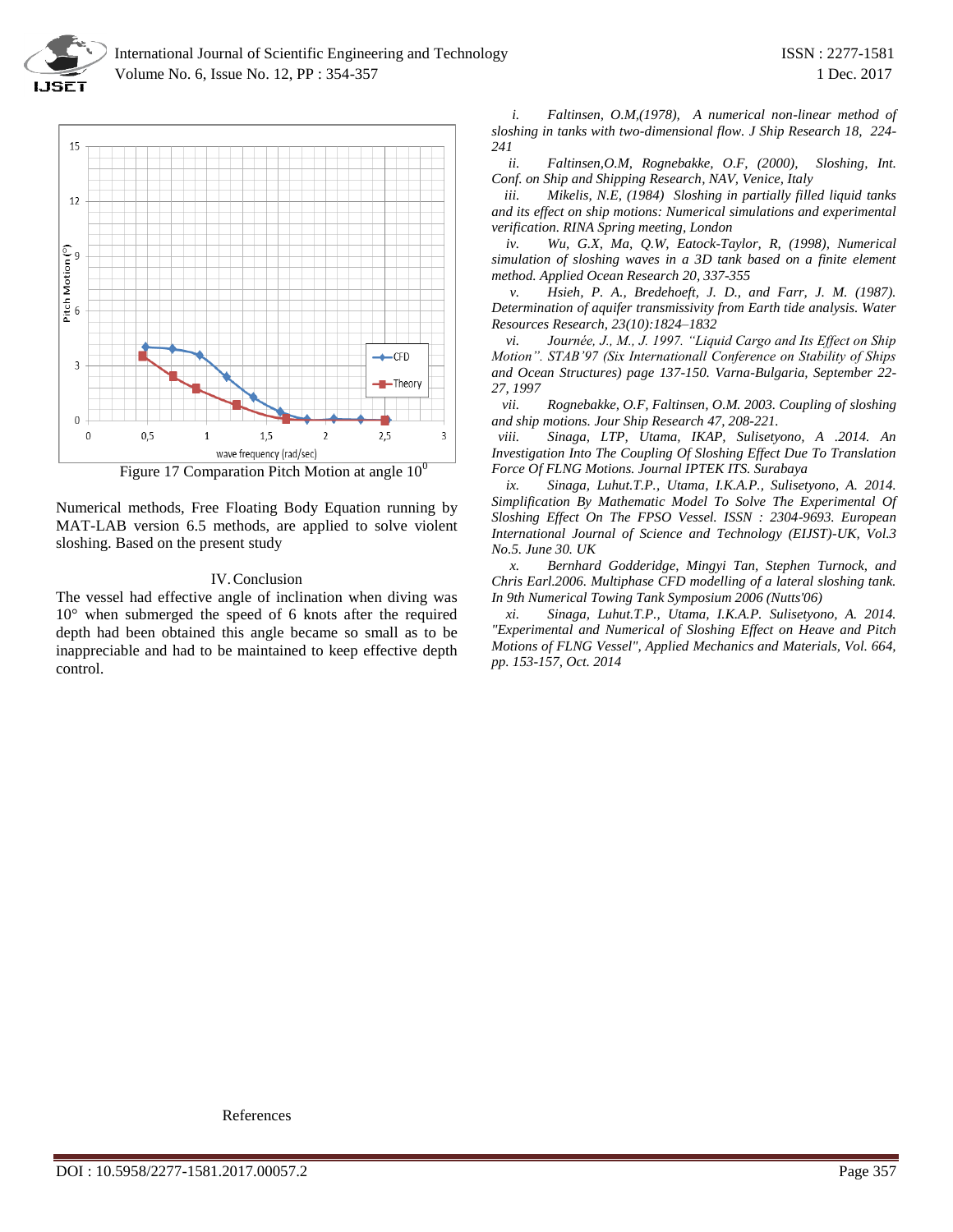15

12

Pitch Motion (°)

9

6

3

0

0

0,5

1

1,5

2

2,5

3

wave frequency (rad/sec)

CFD

Theory

Figure 17 Comparation Pitch Motion at angle $10^0$

Numerical methods, Free Floating Body Equation running by MAT-LAB version 6.5 methods, are applied to solve violent sloshing. Based on the present study

## IV. Conclusion

The vessel had effective angle of inclination when diving was 10° when submerged the speed of 6 knots after the required depth had been obtained this angle became so small as to be inappreciable and had to be maintained to keep effective depth control.

## References

i. *Faltinsen, O.M,(1978), A numerical non-linear method of sloshing in tanks with two-dimensional flow. J Ship Research 18, 224-241*

ii. *Faltinsen,O.M, Rognebakke, O.F, (2000), Sloshing, Int. Conf. on Ship and Shipping Research, NAV, Venice, Italy*

iii. *Mikelis, N.E, (1984) Sloshing in partially filled liquid tanks and its effect on ship motions: Numerical simulations and experimental verification. RINA Spring meeting, London*

iv. *Wu, G.X, Ma, Q.W, Eatock-Taylor, R, (1998), Numerical simulation of sloshing waves in a 3D tank based on a finite element method. Applied Ocean Research 20, 337-355*

v. *Hsieh, P. A., Bredehoeft, J. D., and Farr, J. M. (1987). Determination of aquifer transmissivity from Earth tide analysis. Water Resources Research, 23(10):1824–1832*

vi. *Journée, J., M., J. 1997. "Liquid Cargo and Its Effect on Ship Motion". STAB'97 (Six Internationall Conference on Stability of Ships and Ocean Structures) page 137-150. Varna-Bulgaria, September 22-27, 1997*

vii. *Rognebakke, O.F, Faltinsen, O.M. 2003. Coupling of sloshing and ship motions. Jour Ship Research 47, 208-221.*

viii. *Sinaga, LTP, Utama, IKAP, Sulisetyono, A .2014. An Investigation Into The Coupling Of Sloshing Effect Due To Translation Force Of FLNG Motions. Journal IPTEK ITS. Surabaya*

ix. *Sinaga, Luhut.T.P., Utama, I.K.A.P., Sulisetyono, A. 2014. Simplification By Mathematic Model To Solve The Experimental Of Sloshing Effect On The FPSO Vessel. ISSN : 2304-9693. European International Journal of Science and Technology (EIJST)-UK, Vol.3 No.5. June 30. UK*

x. *Bernhard Godderidge, Mingyi Tan, Stephen Turnock, and Chris Earl.2006. Multiphase CFD modelling of a lateral sloshing tank. In 9th Numerical Towing Tank Symposium 2006 (Nutts'06)*

xi. *Sinaga, Luhut.T.P., Utama, I.K.A.P. Sulisetyono, A. 2014. "Experimental and Numerical of Sloshing Effect on Heave and Pitch Motions of FLNG Vessel", Applied Mechanics and Materials, Vol. 664, pp. 153-157, Oct. 2014*